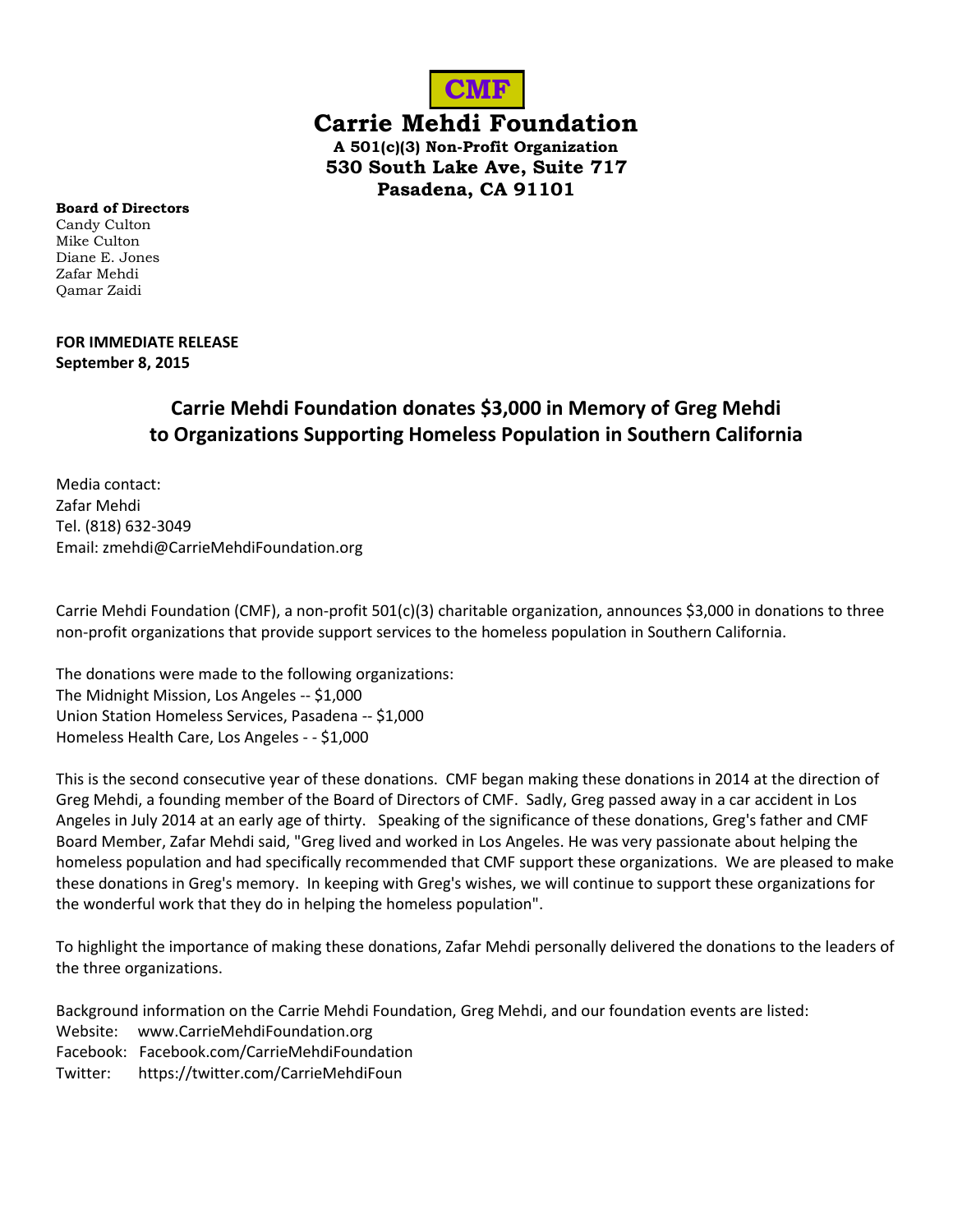**CMF**

# Carrie Mehdi Foundation

**A 501(c)(3) Non-Profit Organization**
**530 South Lake Ave, Suite 717**
**Pasadena, CA 91101**

**Board of Directors**
Candy Culton
Mike Culton
Diane E. Jones
Zafar Mehdi
Qamar Zaidi

**FOR IMMEDIATE RELEASE**
**September 8, 2015**

## Carrie Mehdi Foundation donates $3,000 in Memory of Greg Mehdi to Organizations Supporting Homeless Population in Southern California

Media contact:
Zafar Mehdi
Tel. (818) 632-3049
Email: zmehdi@CarrieMehdiFoundation.org

Carrie Mehdi Foundation (CMF), a non-profit 501(c)(3) charitable organization, announces $3,000 in donations to three non-profit organizations that provide support services to the homeless population in Southern California.

The donations were made to the following organizations:
The Midnight Mission, Los Angeles -- $1,000
Union Station Homeless Services, Pasadena -- $1,000
Homeless Health Care, Los Angeles - - $1,000

This is the second consecutive year of these donations. CMF began making these donations in 2014 at the direction of Greg Mehdi, a founding member of the Board of Directors of CMF. Sadly, Greg passed away in a car accident in Los Angeles in July 2014 at an early age of thirty. Speaking of the significance of these donations, Greg's father and CMF Board Member, Zafar Mehdi said, "Greg lived and worked in Los Angeles. He was very passionate about helping the homeless population and had specifically recommended that CMF support these organizations. We are pleased to make these donations in Greg's memory. In keeping with Greg's wishes, we will continue to support these organizations for the wonderful work that they do in helping the homeless population".

To highlight the importance of making these donations, Zafar Mehdi personally delivered the donations to the leaders of the three organizations.

Background information on the Carrie Mehdi Foundation, Greg Mehdi, and our foundation events are listed:
Website: www.CarrieMehdiFoundation.org
Facebook: Facebook.com/CarrieMehdiFoundation
Twitter: https://twitter.com/CarrieMehdiFoun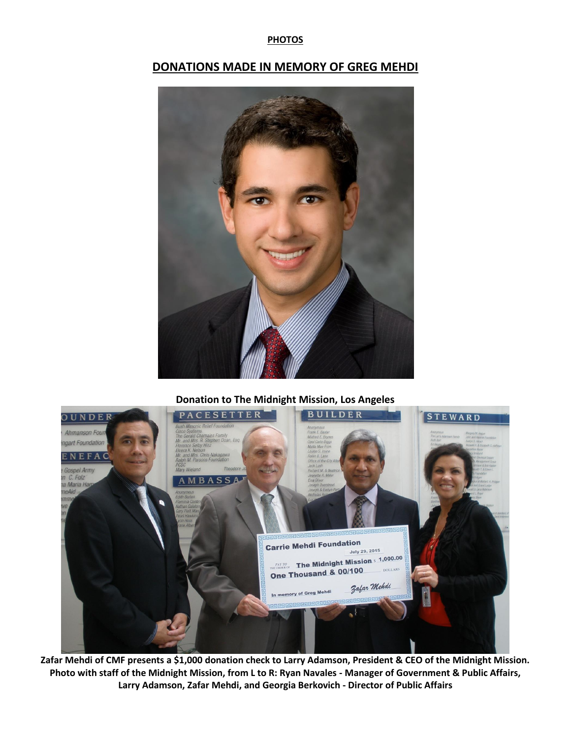**PHOTOS**

## DONATIONS MADE IN MEMORY OF GREG MEHDI

**Donation to The Midnight Mission, Los Angeles**

**Zafar Mehdi of CMF presents a $1,000 donation check to Larry Adamson, President & CEO of the Midnight Mission. Photo with staff of the Midnight Mission, from L to R: Ryan Navales - Manager of Government & Public Affairs, Larry Adamson, Zafar Mehdi, and Georgia Berkovich - Director of Public Affairs**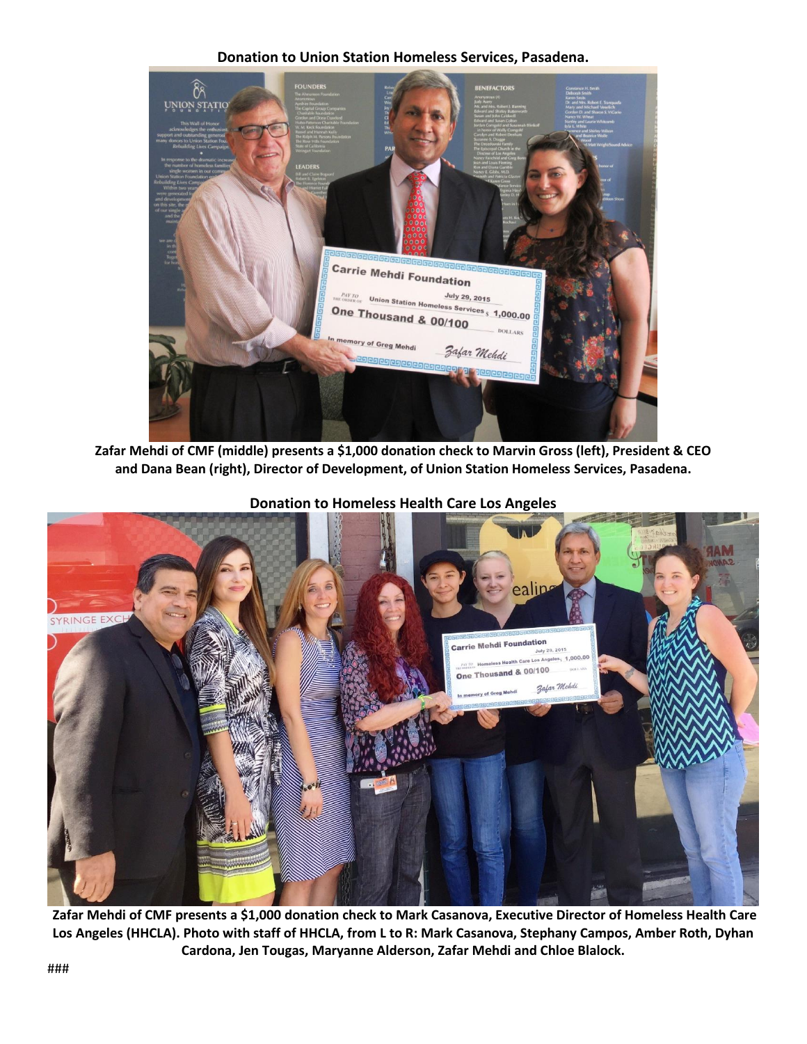**Donation to Union Station Homeless Services, Pasadena.**

**Zafar Mehdi of CMF (middle) presents a $1,000 donation check to Marvin Gross (left), President & CEO and Dana Bean (right), Director of Development, of Union Station Homeless Services, Pasadena.**

**Donation to Homeless Health Care Los Angeles**

**Zafar Mehdi of CMF presents a $1,000 donation check to Mark Casanova, Executive Director of Homeless Health Care Los Angeles (HHCLA). Photo with staff of HHCLA, from L to R: Mark Casanova, Stephany Campos, Amber Roth, Dyhan Cardona, Jen Tougas, Maryanne Alderson, Zafar Mehdi and Chloe Blalock.**

###